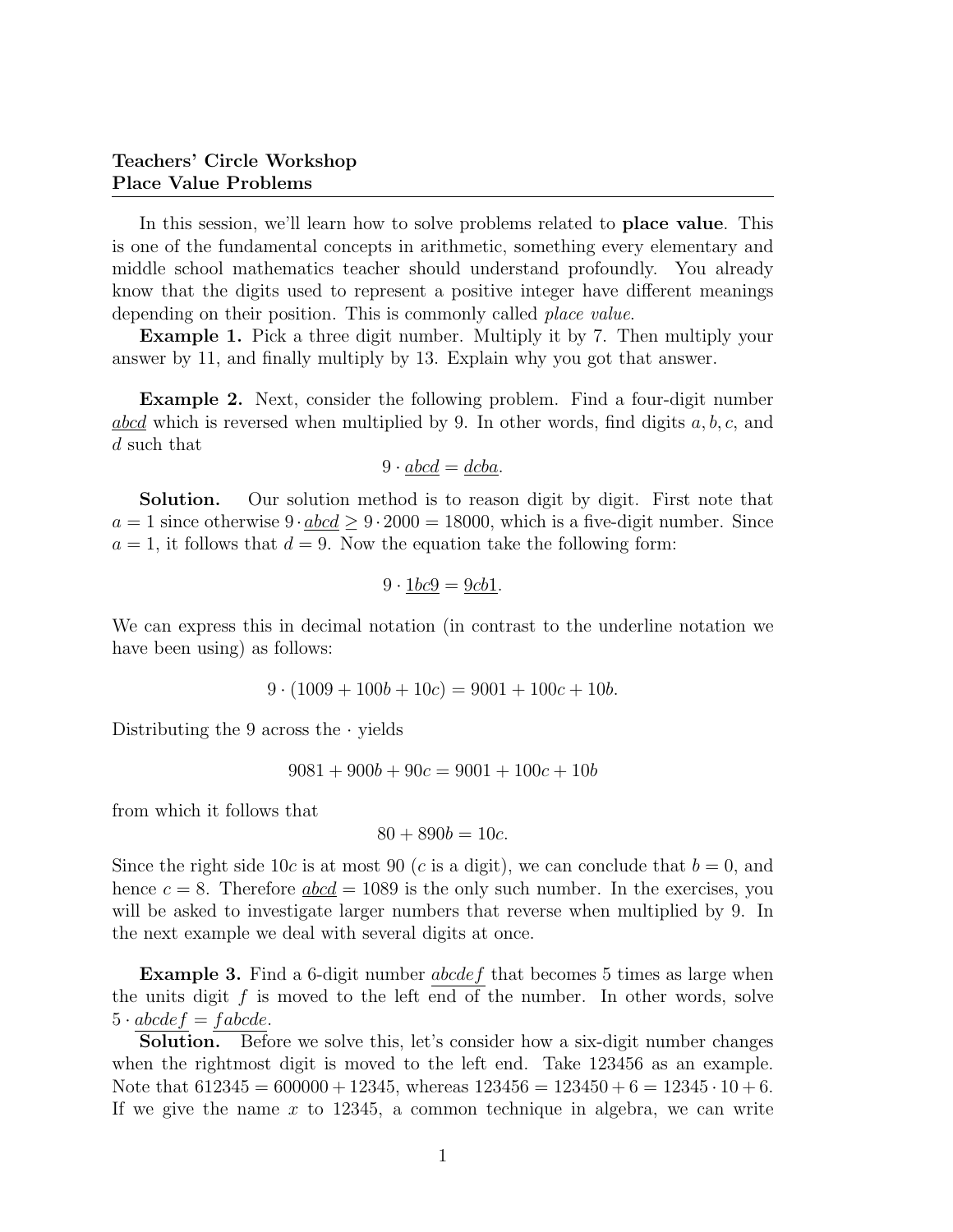**Teachers' Circle Workshop**
**Place Value Problems**

---

In this session, we'll learn how to solve problems related to **place value**. This is one of the fundamental concepts in arithmetic, something every elementary and middle school mathematics teacher should understand profoundly. You already know that the digits used to represent a positive integer have different meanings depending on their position. This is commonly called *place value*.

**Example 1.** Pick a three digit number. Multiply it by 7. Then multiply your answer by 11, and finally multiply by 13. Explain why you got that answer.

**Example 2.** Next, consider the following problem. Find a four-digit number $\underline{abcd}$ which is reversed when multiplied by 9. In other words, find digits $a, b, c,$ and $d$ such that

$$9 \cdot \underline{abcd} = \underline{dcba}.$$

**Solution.** Our solution method is to reason digit by digit. First note that $a = 1$ since otherwise $9 \cdot \underline{abcd} \geq 9 \cdot 2000 = 18000$, which is a five-digit number. Since $a = 1$, it follows that $d = 9$. Now the equation take the following form:

$$9 \cdot \underline{1bc9} = \underline{9cb1}.$$

We can express this in decimal notation (in contrast to the underline notation we have been using) as follows:

$$9 \cdot (1009 + 100b + 10c) = 9001 + 100c + 10b.$$

Distributing the 9 across the $\cdot$ yields

$$9081 + 900b + 90c = 9001 + 100c + 10b$$

from which it follows that

$$80 + 890b = 10c.$$

Since the right side $10c$ is at most 90 ($c$ is a digit), we can conclude that $b = 0$, and hence $c = 8$. Therefore $\underline{abcd} = 1089$ is the only such number. In the exercises, you will be asked to investigate larger numbers that reverse when multiplied by 9. In the next example we deal with several digits at once.

**Example 3.** Find a 6-digit number $\underline{abcdef}$ that becomes 5 times as large when the units digit $f$ is moved to the left end of the number. In other words, solve $5 \cdot \underline{abcdef} = \underline{fabcde}$.

**Solution.** Before we solve this, let's consider how a six-digit number changes when the rightmost digit is moved to the left end. Take 123456 as an example. Note that $612345 = 600000 + 12345$, whereas $123456 = 123450 + 6 = 12345 \cdot 10 + 6$. If we give the name $x$ to 12345, a common technique in algebra, we can write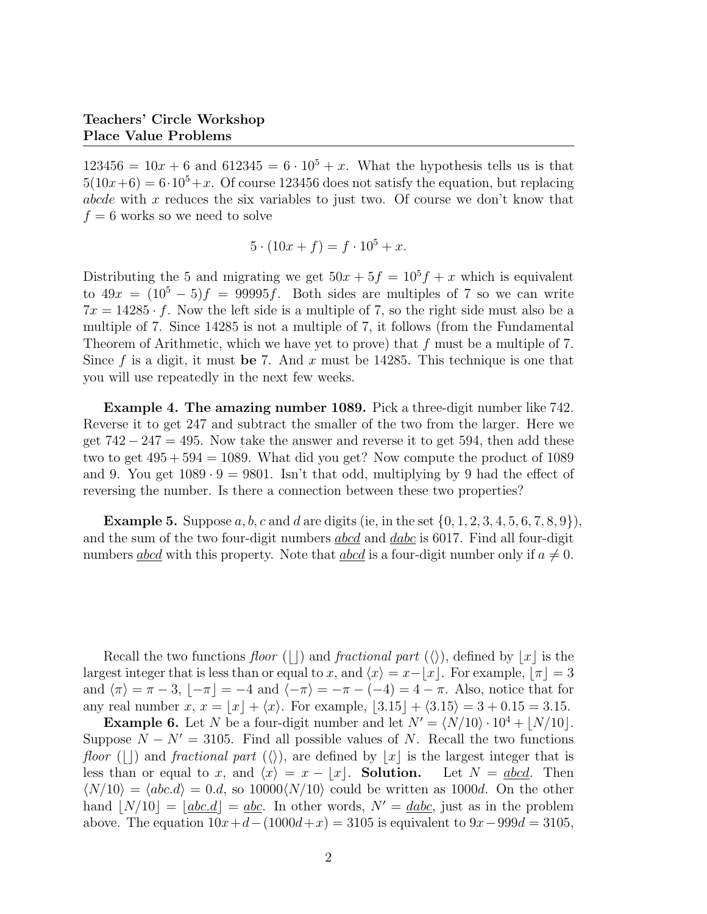$123456 = 10x + 6$ and $612345 = 6 \cdot 10^5 + x$. What the hypothesis tells us is that $5(10x+6) = 6 \cdot 10^5 + x$. Of course 123456 does not satisfy the equation, but replacing $abcde$ with $x$ reduces the six variables to just two. Of course we don't know that $f = 6$ works so we need to solve

$$5 \cdot (10x + f) = f \cdot 10^5 + x.$$

Distributing the 5 and migrating we get $50x + 5f = 10^5 f + x$ which is equivalent to $49x = (10^5 - 5)f = 99995f$. Both sides are multiples of 7 so we can write $7x = 14285 \cdot f$. Now the left side is a multiple of 7, so the right side must also be a multiple of 7. Since 14285 is not a multiple of 7, it follows (from the Fundamental Theorem of Arithmetic, which we have yet to prove) that $f$ must be a multiple of 7. Since $f$ is a digit, it must **be** 7. And $x$ must be 14285. This technique is one that you will use repeatedly in the next few weeks.

**Example 4. The amazing number 1089.** Pick a three-digit number like 742. Reverse it to get 247 and subtract the smaller of the two from the larger. Here we get $742 - 247 = 495$. Now take the answer and reverse it to get 594, then add these two to get $495 + 594 = 1089$. What did you get? Now compute the product of 1089 and 9. You get $1089 \cdot 9 = 9801$. Isn't that odd, multiplying by 9 had the effect of reversing the number. Is there a connection between these two properties?

**Example 5.** Suppose $a, b, c$ and $d$ are digits (ie, in the set $\{0, 1, 2, 3, 4, 5, 6, 7, 8, 9\}$), and the sum of the two four-digit numbers $\underline{abcd}$ and $\underline{dabc}$ is 6017. Find all four-digit numbers $\underline{abcd}$ with this property. Note that $\underline{abcd}$ is a four-digit number only if $a \neq 0$.

Recall the two functions *floor* ($\lfloor \rfloor$) and *fractional part* ($\langle \rangle$), defined by $\lfloor x \rfloor$ is the largest integer that is less than or equal to $x$, and $\langle x \rangle = x - \lfloor x \rfloor$. For example, $\lfloor \pi \rfloor = 3$ and $\langle \pi \rangle = \pi - 3$, $\lfloor -\pi \rfloor = -4$ and $\langle -\pi \rangle = -\pi - (-4) = 4 - \pi$. Also, notice that for any real number $x$, $x = \lfloor x \rfloor + \langle x \rangle$. For example, $\lfloor 3.15 \rfloor + \langle 3.15 \rangle = 3 + 0.15 = 3.15$.

**Example 6.** Let $N$ be a four-digit number and let $N' = \langle N/10 \rangle \cdot 10^4 + \lfloor N/10 \rfloor$. Suppose $N - N' = 3105$. Find all possible values of $N$. Recall the two functions *floor* ($\lfloor \rfloor$) and *fractional part* ($\langle \rangle$), are defined by $\lfloor x \rfloor$ is the largest integer that is less than or equal to $x$, and $\langle x \rangle = x - \lfloor x \rfloor$. **Solution.** Let $N = \underline{abcd}$. Then $\langle N/10 \rangle = \langle abc.d \rangle = 0.d$, so $10000 \langle N/10 \rangle$ could be written as $1000d$. On the other hand $\lfloor N/10 \rfloor = \lfloor \underline{abc.d} \rfloor = \underline{abc}$. In other words, $N' = \underline{dabc}$, just as in the problem above. The equation $10x + d - (1000d + x) = 3105$ is equivalent to $9x - 999d = 3105$,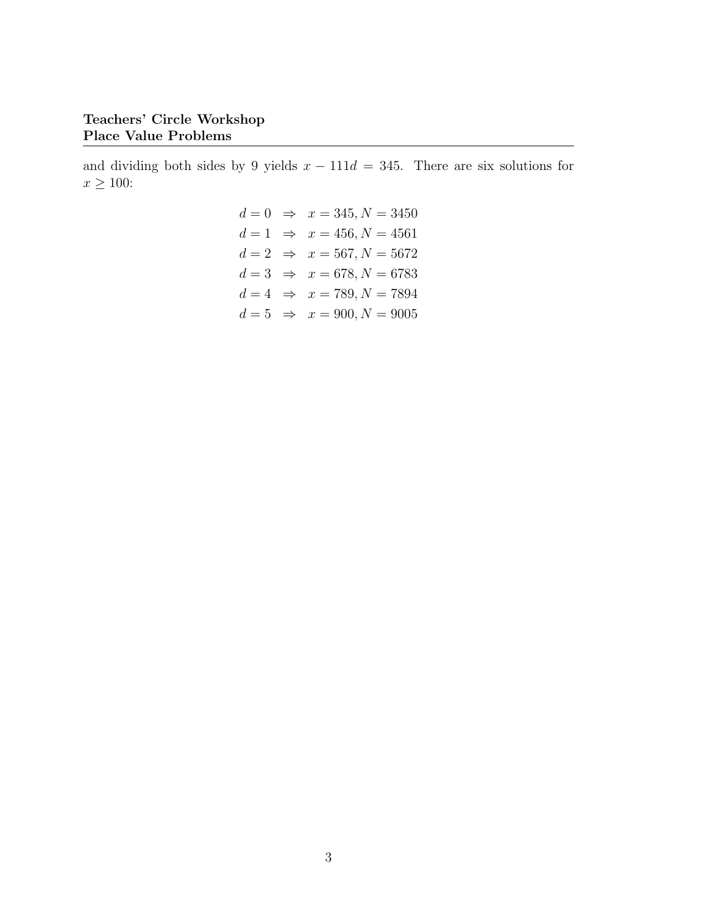and dividing both sides by 9 yields $x - 111d = 345$. There are six solutions for $x \geq 100$:

$$
\begin{aligned}
d = 0 &\Rightarrow x = 345, N = 3450 \\
d = 1 &\Rightarrow x = 456, N = 4561 \\
d = 2 &\Rightarrow x = 567, N = 5672 \\
d = 3 &\Rightarrow x = 678, N = 6783 \\
d = 4 &\Rightarrow x = 789, N = 7894 \\
d = 5 &\Rightarrow x = 900, N = 9005
\end{aligned}
$$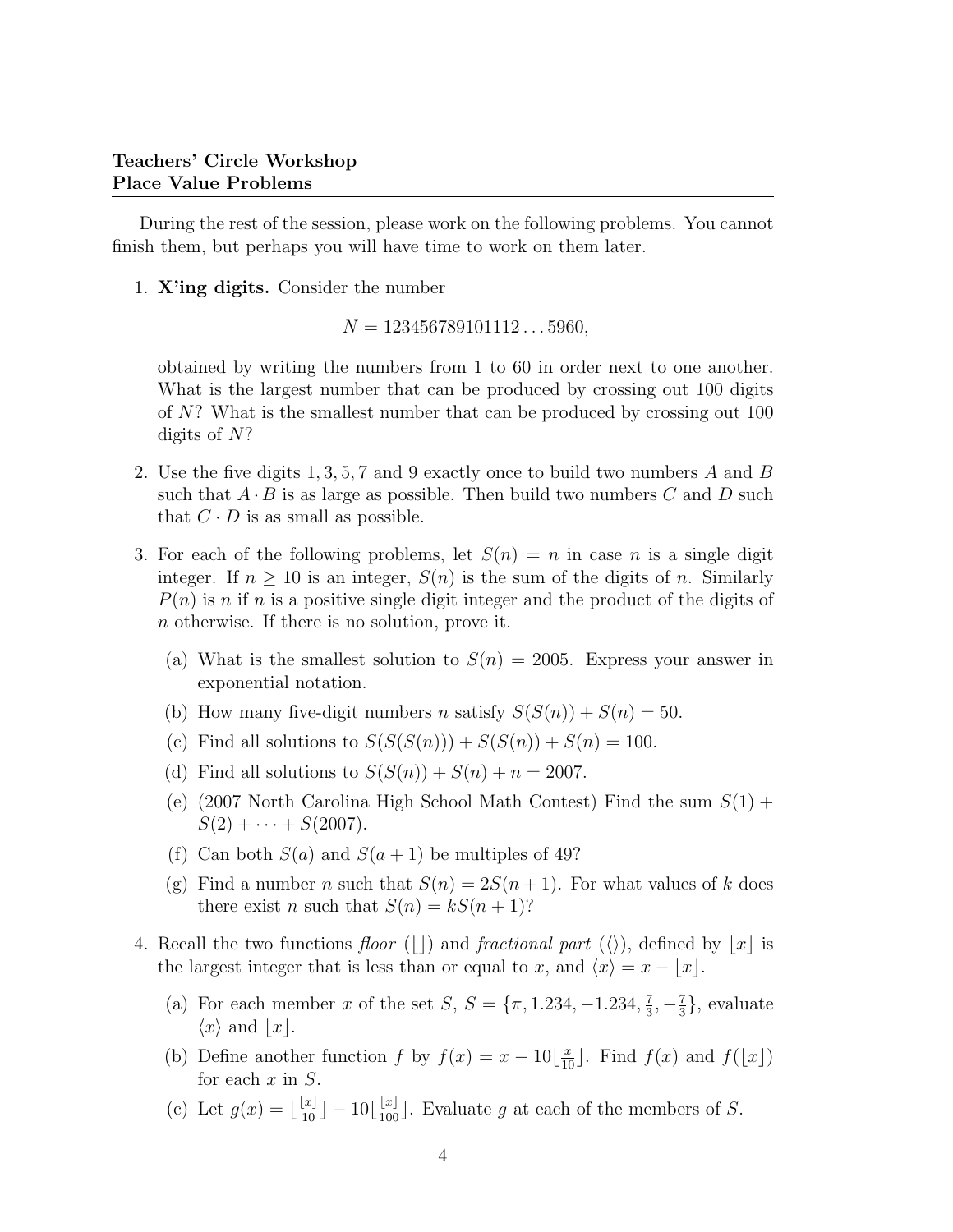**Teachers' Circle Workshop**
**Place Value Problems**

During the rest of the session, please work on the following problems. You cannot finish them, but perhaps you will have time to work on them later.

1. **X'ing digits.** Consider the number

$$N = 123456789101112\ldots5960,$$

obtained by writing the numbers from 1 to 60 in order next to one another. What is the largest number that can be produced by crossing out 100 digits of $N$? What is the smallest number that can be produced by crossing out 100 digits of $N$?

2. Use the five digits $1, 3, 5, 7$ and $9$ exactly once to build two numbers $A$ and $B$ such that $A \cdot B$ is as large as possible. Then build two numbers $C$ and $D$ such that $C \cdot D$ is as small as possible.

3. For each of the following problems, let $S(n) = n$ in case $n$ is a single digit integer. If $n \geq 10$ is an integer, $S(n)$ is the sum of the digits of $n$. Similarly $P(n)$ is $n$ if $n$ is a positive single digit integer and the product of the digits of $n$ otherwise. If there is no solution, prove it.

   (a) What is the smallest solution to $S(n) = 2005$. Express your answer in exponential notation.

   (b) How many five-digit numbers $n$ satisfy $S(S(n)) + S(n) = 50$.

   (c) Find all solutions to $S(S(S(n))) + S(S(n)) + S(n) = 100$.

   (d) Find all solutions to $S(S(n)) + S(n) + n = 2007$.

   (e) (2007 North Carolina High School Math Contest) Find the sum $S(1) + S(2) + \cdots + S(2007)$.

   (f) Can both $S(a)$ and $S(a+1)$ be multiples of 49?

   (g) Find a number $n$ such that $S(n) = 2S(n+1)$. For what values of $k$ does there exist $n$ such that $S(n) = kS(n+1)$?

4. Recall the two functions *floor* ($\lfloor\rfloor$) and *fractional part* ($\langle\rangle$), defined by $\lfloor x \rfloor$ is the largest integer that is less than or equal to $x$, and $\langle x \rangle = x - \lfloor x \rfloor$.

   (a) For each member $x$ of the set $S$, $S = \{\pi, 1.234, -1.234, \frac{7}{3}, -\frac{7}{3}\}$, evaluate $\langle x \rangle$ and $\lfloor x \rfloor$.

   (b) Define another function $f$ by $f(x) = x - 10\lfloor \frac{x}{10} \rfloor$. Find $f(x)$ and $f(\lfloor x \rfloor)$ for each $x$ in $S$.

   (c) Let $g(x) = \lfloor \frac{\lfloor x \rfloor}{10} \rfloor - 10\lfloor \frac{\lfloor x \rfloor}{100} \rfloor$. Evaluate $g$ at each of the members of $S$.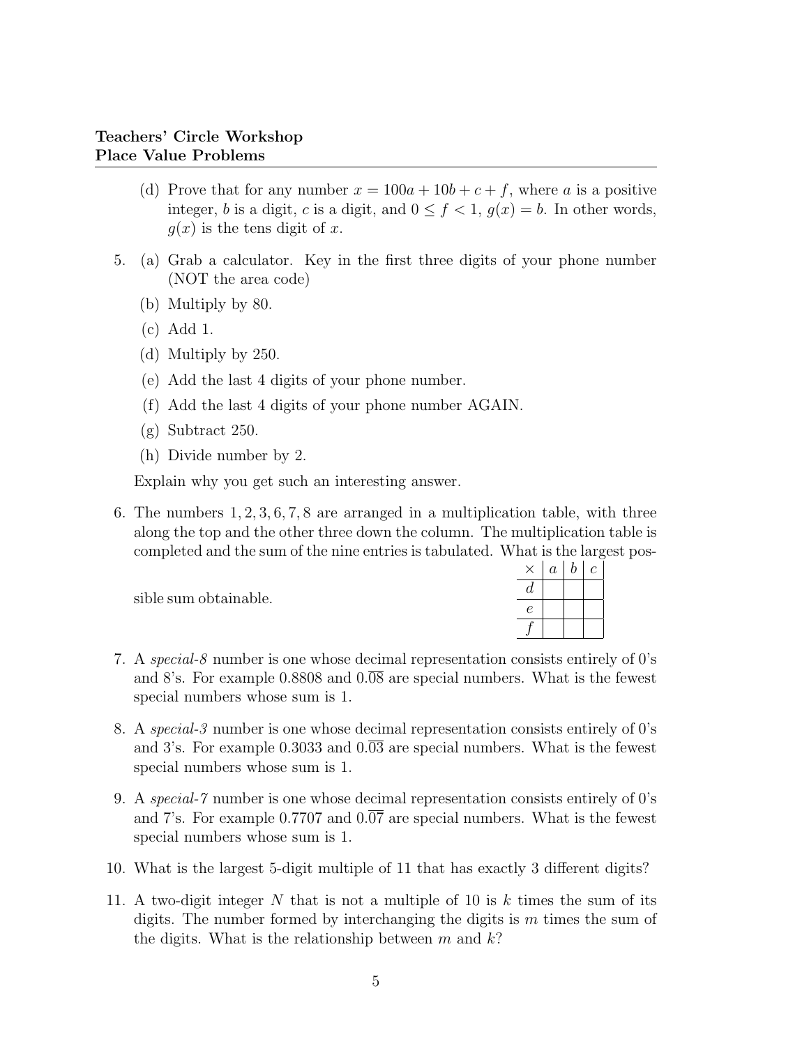(d) Prove that for any number $x = 100a + 10b + c + f$, where $a$ is a positive integer, $b$ is a digit, $c$ is a digit, and $0 \leq f < 1$, $g(x) = b$. In other words, $g(x)$ is the tens digit of $x$.

5. (a) Grab a calculator. Key in the first three digits of your phone number (NOT the area code)

   (b) Multiply by 80.

   (c) Add 1.

   (d) Multiply by 250.

   (e) Add the last 4 digits of your phone number.

   (f) Add the last 4 digits of your phone number AGAIN.

   (g) Subtract 250.

   (h) Divide number by 2.

   Explain why you get such an interesting answer.

6. The numbers $1, 2, 3, 6, 7, 8$ are arranged in a multiplication table, with three along the top and the other three down the column. The multiplication table is completed and the sum of the nine entries is tabulated. What is the largest possible sum obtainable.

| $\times$ | $a$ | $b$ | $c$ |
|---|---|---|---|
| $d$ | | | |
| $e$ | | | |
| $f$ | | | |

7. A *special-8* number is one whose decimal representation consists entirely of 0's and 8's. For example 0.8808 and $0.\overline{08}$ are special numbers. What is the fewest special numbers whose sum is 1.

8. A *special-3* number is one whose decimal representation consists entirely of 0's and 3's. For example 0.3033 and $0.\overline{03}$ are special numbers. What is the fewest special numbers whose sum is 1.

9. A *special-7* number is one whose decimal representation consists entirely of 0's and 7's. For example 0.7707 and $0.\overline{07}$ are special numbers. What is the fewest special numbers whose sum is 1.

10. What is the largest 5-digit multiple of 11 that has exactly 3 different digits?

11. A two-digit integer $N$ that is not a multiple of 10 is $k$ times the sum of its digits. The number formed by interchanging the digits is $m$ times the sum of the digits. What is the relationship between $m$ and $k$?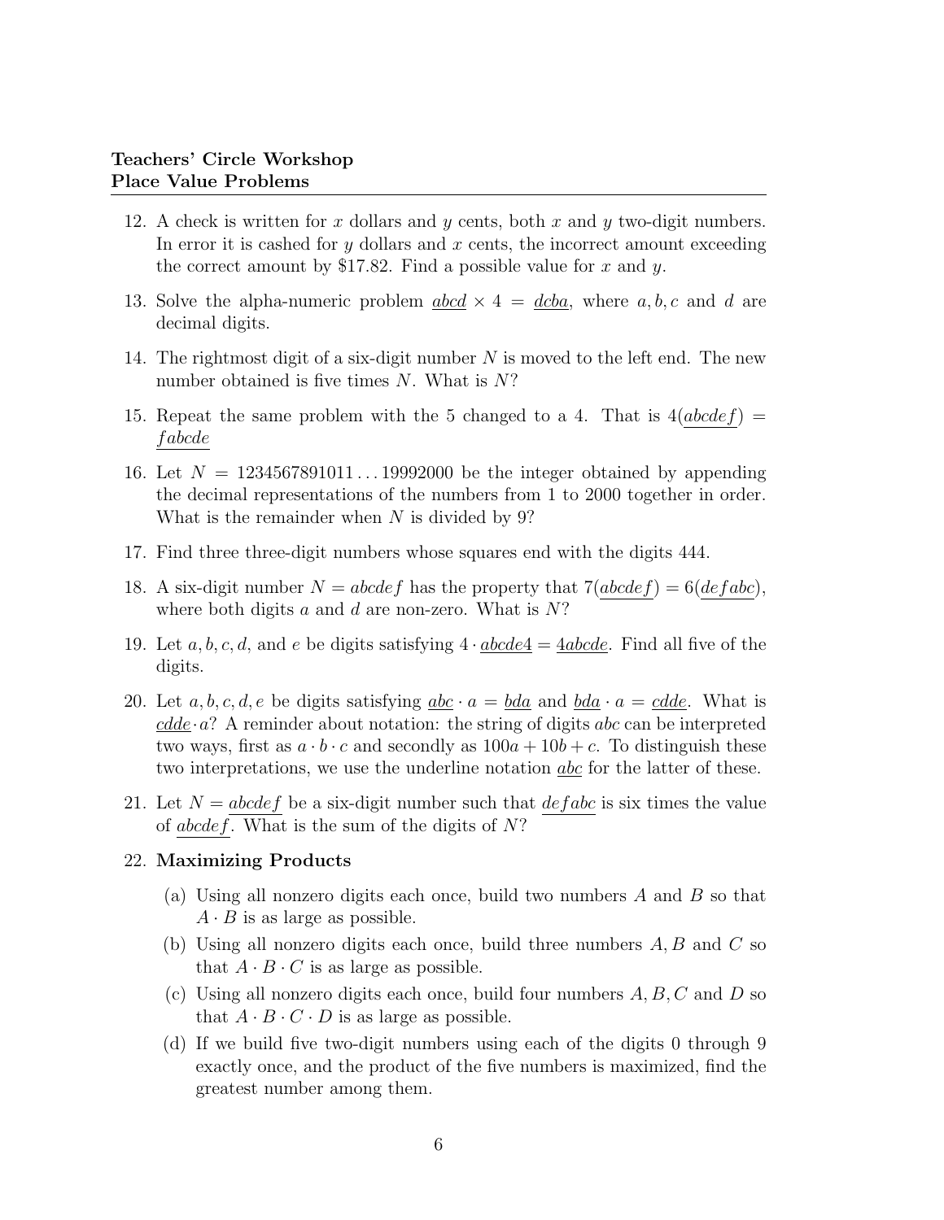**Teachers' Circle Workshop**
**Place Value Problems**

12. A check is written for $x$ dollars and $y$ cents, both $x$ and $y$ two-digit numbers. In error it is cashed for $y$ dollars and $x$ cents, the incorrect amount exceeding the correct amount by \$17.82. Find a possible value for $x$ and $y$.

13. Solve the alpha-numeric problem $\underline{abcd} \times 4 = \underline{dcba}$, where $a, b, c$ and $d$ are decimal digits.

14. The rightmost digit of a six-digit number $N$ is moved to the left end. The new number obtained is five times $N$. What is $N$?

15. Repeat the same problem with the 5 changed to a 4. That is $4(\underline{abcdef}) = \underline{fabcde}$

16. Let $N = 1234567891011\ldots19992000$ be the integer obtained by appending the decimal representations of the numbers from 1 to 2000 together in order. What is the remainder when $N$ is divided by 9?

17. Find three three-digit numbers whose squares end with the digits 444.

18. A six-digit number $N = abcdef$ has the property that $7(\underline{abcdef}) = 6(\underline{defabc})$, where both digits $a$ and $d$ are non-zero. What is $N$?

19. Let $a, b, c, d$, and $e$ be digits satisfying $4 \cdot \underline{abcde4} = \underline{4abcde}$. Find all five of the digits.

20. Let $a, b, c, d, e$ be digits satisfying $\underline{abc} \cdot a = \underline{bda}$ and $\underline{bda} \cdot a = \underline{cdde}$. What is $\underline{cdde} \cdot a$? A reminder about notation: the string of digits $abc$ can be interpreted two ways, first as $a \cdot b \cdot c$ and secondly as $100a + 10b + c$. To distinguish these two interpretations, we use the underline notation $\underline{abc}$ for the latter of these.

21. Let $N = \underline{abcdef}$ be a six-digit number such that $\underline{defabc}$ is six times the value of $\underline{abcdef}$. What is the sum of the digits of $N$?

22. **Maximizing Products**

    (a) Using all nonzero digits each once, build two numbers $A$ and $B$ so that $A \cdot B$ is as large as possible.

    (b) Using all nonzero digits each once, build three numbers $A, B$ and $C$ so that $A \cdot B \cdot C$ is as large as possible.

    (c) Using all nonzero digits each once, build four numbers $A, B, C$ and $D$ so that $A \cdot B \cdot C \cdot D$ is as large as possible.

    (d) If we build five two-digit numbers using each of the digits 0 through 9 exactly once, and the product of the five numbers is maximized, find the greatest number among them.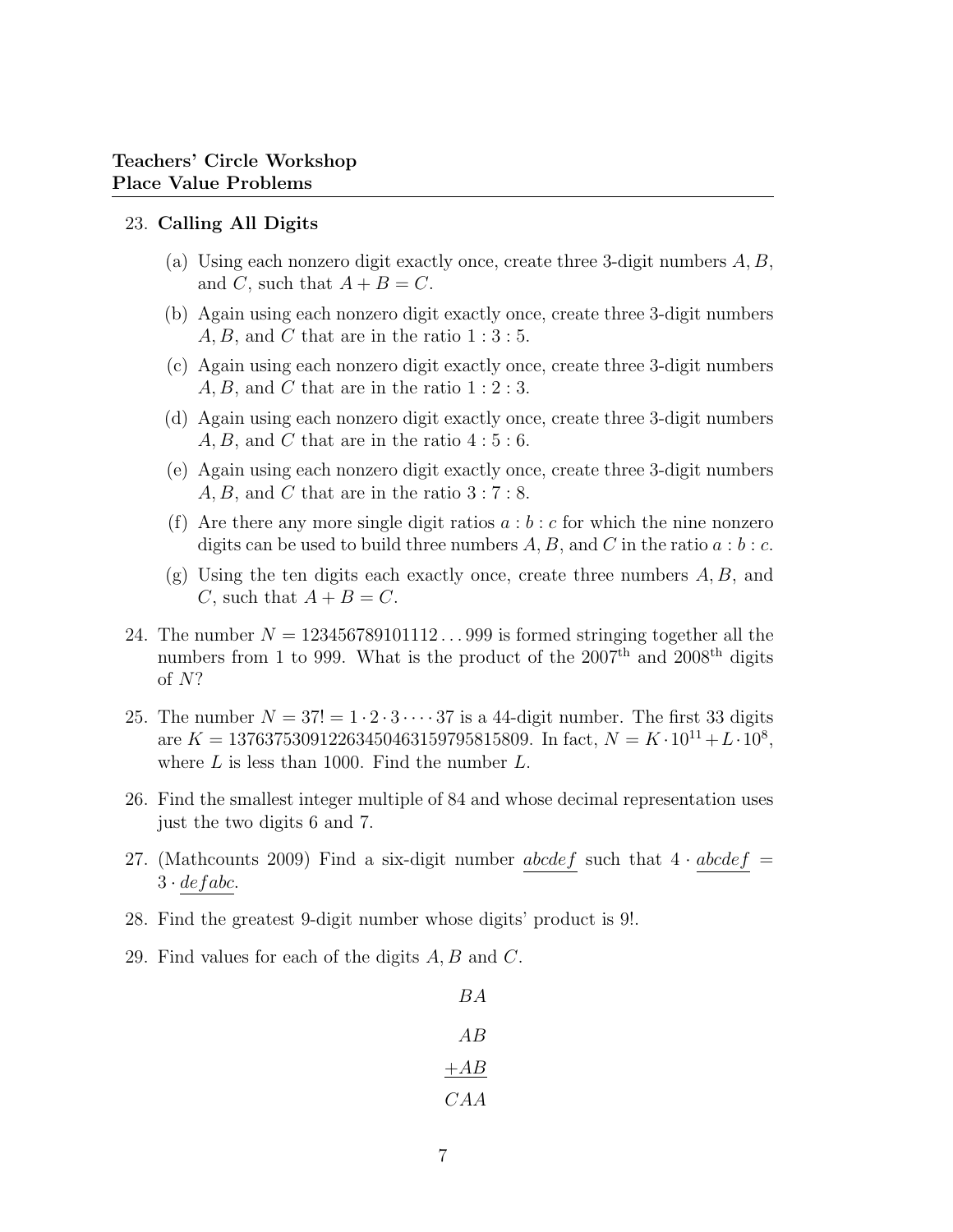**Teachers' Circle Workshop**
**Place Value Problems**

23. **Calling All Digits**

    (a) Using each nonzero digit exactly once, create three 3-digit numbers $A, B$, and $C$, such that $A + B = C$.

    (b) Again using each nonzero digit exactly once, create three 3-digit numbers $A, B$, and $C$ that are in the ratio $1 : 3 : 5$.

    (c) Again using each nonzero digit exactly once, create three 3-digit numbers $A, B$, and $C$ that are in the ratio $1 : 2 : 3$.

    (d) Again using each nonzero digit exactly once, create three 3-digit numbers $A, B$, and $C$ that are in the ratio $4 : 5 : 6$.

    (e) Again using each nonzero digit exactly once, create three 3-digit numbers $A, B$, and $C$ that are in the ratio $3 : 7 : 8$.

    (f) Are there any more single digit ratios $a : b : c$ for which the nine nonzero digits can be used to build three numbers $A, B$, and $C$ in the ratio $a : b : c$.

    (g) Using the ten digits each exactly once, create three numbers $A, B$, and $C$, such that $A + B = C$.

24. The number $N = 123456789101112\ldots999$ is formed stringing together all the numbers from 1 to 999. What is the product of the 2007$^{\text{th}}$ and 2008$^{\text{th}}$ digits of $N$?

25. The number $N = 37! = 1 \cdot 2 \cdot 3 \cdot \cdots \cdot 37$ is a 44-digit number. The first 33 digits are $K = 137637530912263450463159795815809$. In fact, $N = K \cdot 10^{11} + L \cdot 10^8$, where $L$ is less than 1000. Find the number $L$.

26. Find the smallest integer multiple of 84 and whose decimal representation uses just the two digits 6 and 7.

27. (Mathcounts 2009) Find a six-digit number $\underline{abcdef}$ such that $4 \cdot \underline{abcdef} = 3 \cdot \underline{defabc}$.

28. Find the greatest 9-digit number whose digits' product is 9!.

29. Find values for each of the digits $A, B$ and $C$.

$$
\begin{array}{r}
BA \\
AB \\
+AB \\
\hline
CAA
\end{array}
$$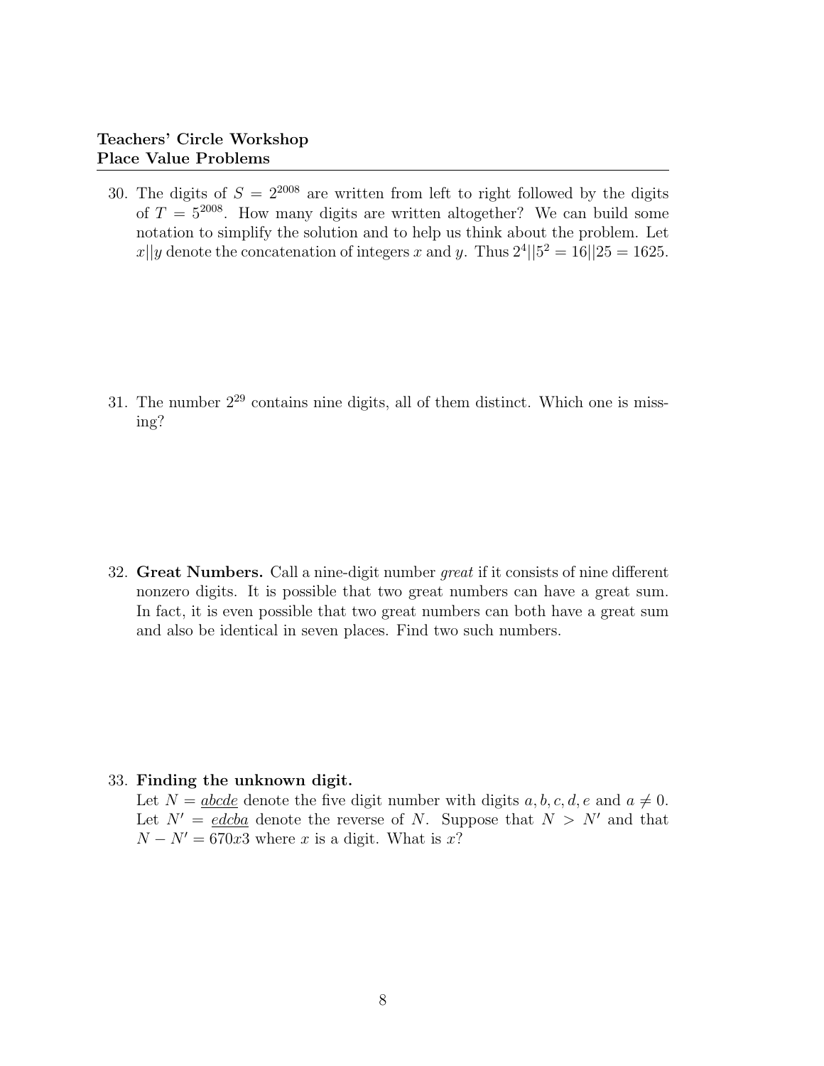## Teachers' Circle Workshop
## Place Value Problems

30. The digits of $S = 2^{2008}$ are written from left to right followed by the digits of $T = 5^{2008}$. How many digits are written altogether? We can build some notation to simplify the solution and to help us think about the problem. Let $x||y$ denote the concatenation of integers $x$ and $y$. Thus $2^4||5^2 = 16||25 = 1625$.

31. The number $2^{29}$ contains nine digits, all of them distinct. Which one is missing?

32. **Great Numbers.** Call a nine-digit number *great* if it consists of nine different nonzero digits. It is possible that two great numbers can have a great sum. In fact, it is even possible that two great numbers can both have a great sum and also be identical in seven places. Find two such numbers.

33. **Finding the unknown digit.**
    Let $N = \underline{abcde}$ denote the five digit number with digits $a, b, c, d, e$ and $a \neq 0$. Let $N' = \underline{edcba}$ denote the reverse of $N$. Suppose that $N > N'$ and that $N - N' = 670x3$ where $x$ is a digit. What is $x$?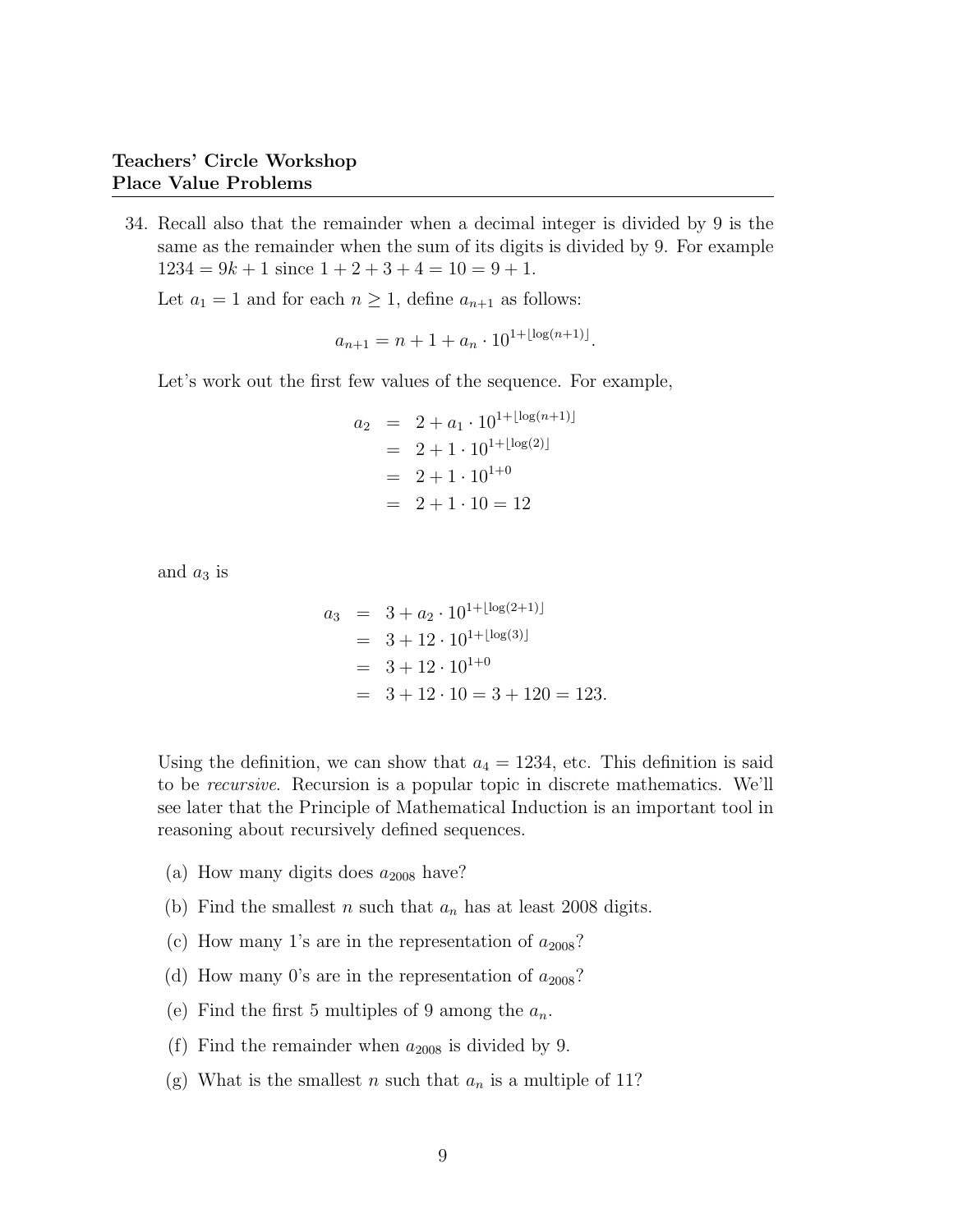**Teachers' Circle Workshop**
**Place Value Problems**

34. Recall also that the remainder when a decimal integer is divided by 9 is the same as the remainder when the sum of its digits is divided by 9. For example $1234 = 9k + 1$ since $1 + 2 + 3 + 4 = 10 = 9 + 1$.

    Let $a_1 = 1$ and for each $n \geq 1$, define $a_{n+1}$ as follows:

    $$a_{n+1} = n + 1 + a_n \cdot 10^{1+\lfloor \log(n+1) \rfloor}.$$

    Let's work out the first few values of the sequence. For example,

    $$\begin{aligned} a_2 &= 2 + a_1 \cdot 10^{1+\lfloor \log(n+1) \rfloor} \\ &= 2 + 1 \cdot 10^{1+\lfloor \log(2) \rfloor} \\ &= 2 + 1 \cdot 10^{1+0} \\ &= 2 + 1 \cdot 10 = 12 \end{aligned}$$

    and $a_3$ is

    $$\begin{aligned} a_3 &= 3 + a_2 \cdot 10^{1+\lfloor \log(2+1) \rfloor} \\ &= 3 + 12 \cdot 10^{1+\lfloor \log(3) \rfloor} \\ &= 3 + 12 \cdot 10^{1+0} \\ &= 3 + 12 \cdot 10 = 3 + 120 = 123. \end{aligned}$$

    Using the definition, we can show that $a_4 = 1234$, etc. This definition is said to be *recursive*. Recursion is a popular topic in discrete mathematics. We'll see later that the Principle of Mathematical Induction is an important tool in reasoning about recursively defined sequences.

    (a) How many digits does $a_{2008}$ have?

    (b) Find the smallest $n$ such that $a_n$ has at least 2008 digits.

    (c) How many 1's are in the representation of $a_{2008}$?

    (d) How many 0's are in the representation of $a_{2008}$?

    (e) Find the first 5 multiples of 9 among the $a_n$.

    (f) Find the remainder when $a_{2008}$ is divided by 9.

    (g) What is the smallest $n$ such that $a_n$ is a multiple of 11?